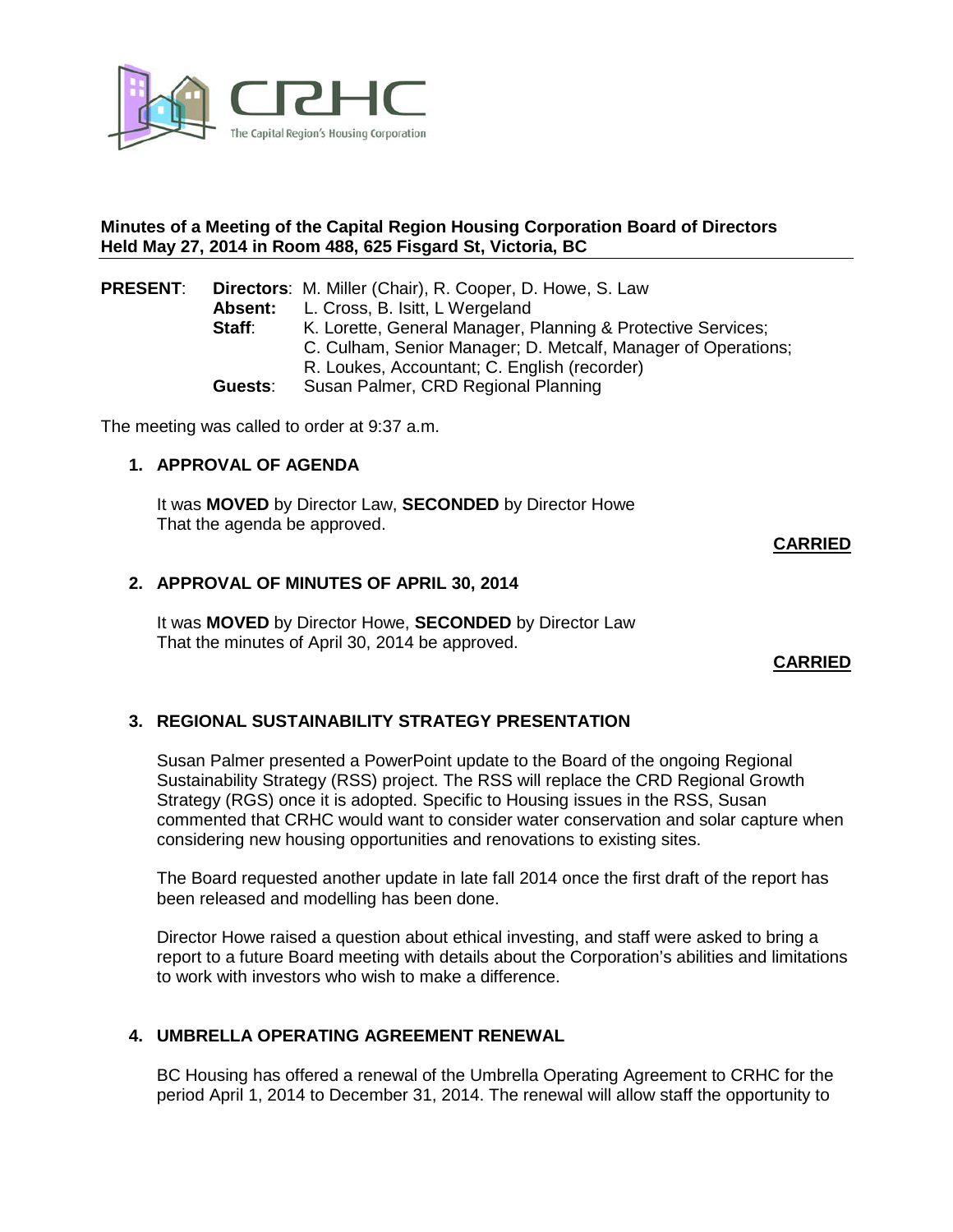CRHC

The Capital Region's Housing Corporation

**Minutes of a Meeting of the Capital Region Housing Corporation Board of Directors**
**Held May 27, 2014 in Room 488, 625 Fisgard St, Victoria, BC**

| **PRESENT**: | | |
|---|---|---|
| | **Directors**: | M. Miller (Chair), R. Cooper, D. Howe, S. Law |
| | **Absent:** | L. Cross, B. Isitt, L Wergeland |
| | **Staff**: | K. Lorette, General Manager, Planning & Protective Services; C. Culham, Senior Manager; D. Metcalf, Manager of Operations; R. Loukes, Accountant; C. English (recorder) |
| | **Guests**: | Susan Palmer, CRD Regional Planning |

The meeting was called to order at 9:37 a.m.

## 1. APPROVAL OF AGENDA

It was **MOVED** by Director Law, **SECONDED** by Director Howe
That the agenda be approved.

**CARRIED**

## 2. APPROVAL OF MINUTES OF APRIL 30, 2014

It was **MOVED** by Director Howe, **SECONDED** by Director Law
That the minutes of April 30, 2014 be approved.

**CARRIED**

## 3. REGIONAL SUSTAINABILITY STRATEGY PRESENTATION

Susan Palmer presented a PowerPoint update to the Board of the ongoing Regional Sustainability Strategy (RSS) project. The RSS will replace the CRD Regional Growth Strategy (RGS) once it is adopted. Specific to Housing issues in the RSS, Susan commented that CRHC would want to consider water conservation and solar capture when considering new housing opportunities and renovations to existing sites.

The Board requested another update in late fall 2014 once the first draft of the report has been released and modelling has been done.

Director Howe raised a question about ethical investing, and staff were asked to bring a report to a future Board meeting with details about the Corporation's abilities and limitations to work with investors who wish to make a difference.

## 4. UMBRELLA OPERATING AGREEMENT RENEWAL

BC Housing has offered a renewal of the Umbrella Operating Agreement to CRHC for the period April 1, 2014 to December 31, 2014. The renewal will allow staff the opportunity to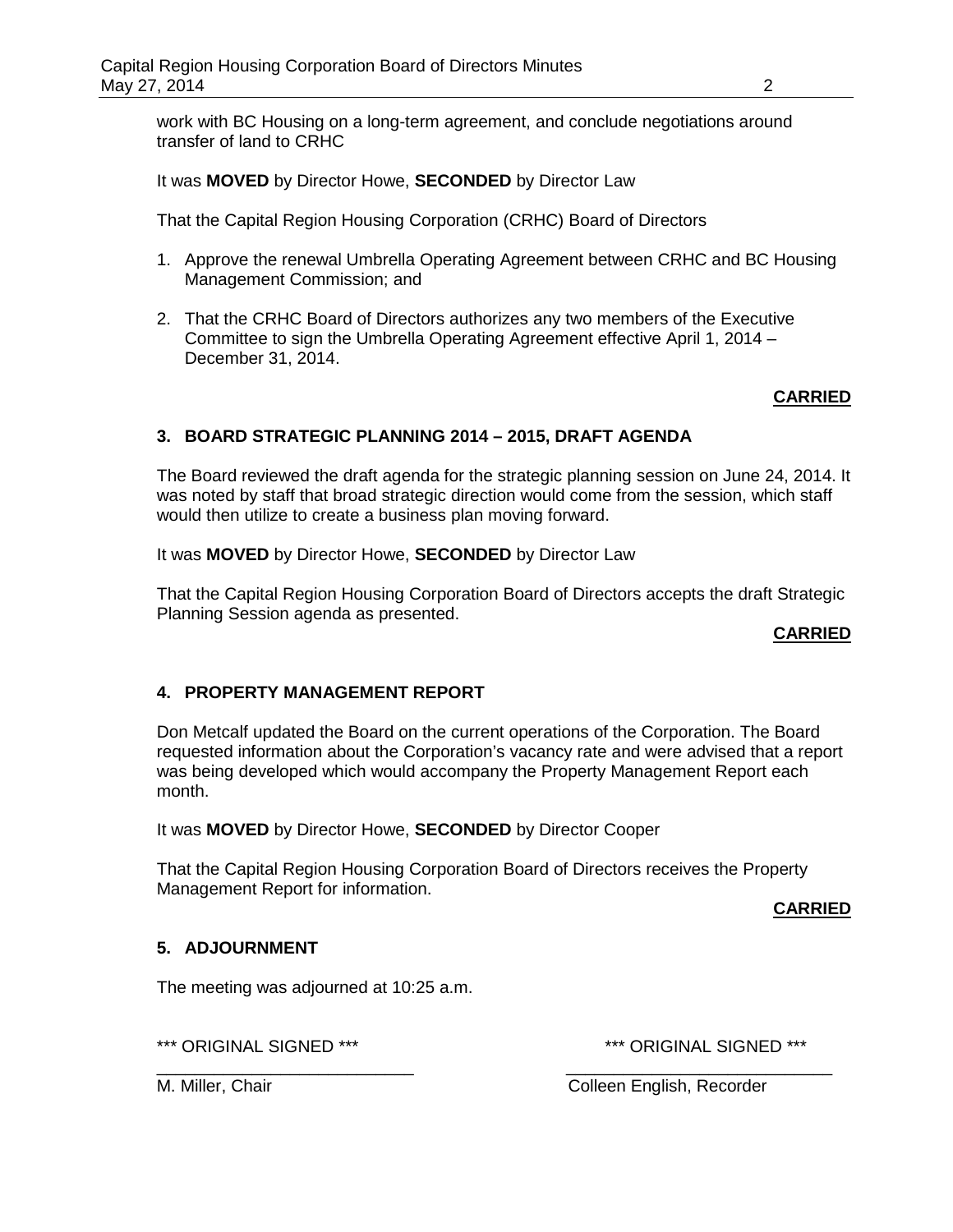work with BC Housing on a long-term agreement, and conclude negotiations around transfer of land to CRHC

It was **MOVED** by Director Howe, **SECONDED** by Director Law

That the Capital Region Housing Corporation (CRHC) Board of Directors

1. Approve the renewal Umbrella Operating Agreement between CRHC and BC Housing Management Commission; and
2. That the CRHC Board of Directors authorizes any two members of the Executive Committee to sign the Umbrella Operating Agreement effective April 1, 2014 – December 31, 2014.

**CARRIED**

### 3. BOARD STRATEGIC PLANNING 2014 – 2015, DRAFT AGENDA

The Board reviewed the draft agenda for the strategic planning session on June 24, 2014. It was noted by staff that broad strategic direction would come from the session, which staff would then utilize to create a business plan moving forward.

It was **MOVED** by Director Howe, **SECONDED** by Director Law

That the Capital Region Housing Corporation Board of Directors accepts the draft Strategic Planning Session agenda as presented.

**CARRIED**

### 4. PROPERTY MANAGEMENT REPORT

Don Metcalf updated the Board on the current operations of the Corporation. The Board requested information about the Corporation's vacancy rate and were advised that a report was being developed which would accompany the Property Management Report each month.

It was **MOVED** by Director Howe, **SECONDED** by Director Cooper

That the Capital Region Housing Corporation Board of Directors receives the Property Management Report for information.

**CARRIED**

### 5. ADJOURNMENT

The meeting was adjourned at 10:25 a.m.

*** ORIGINAL SIGNED ***
M. Miller, Chair

*** ORIGINAL SIGNED ***
Colleen English, Recorder